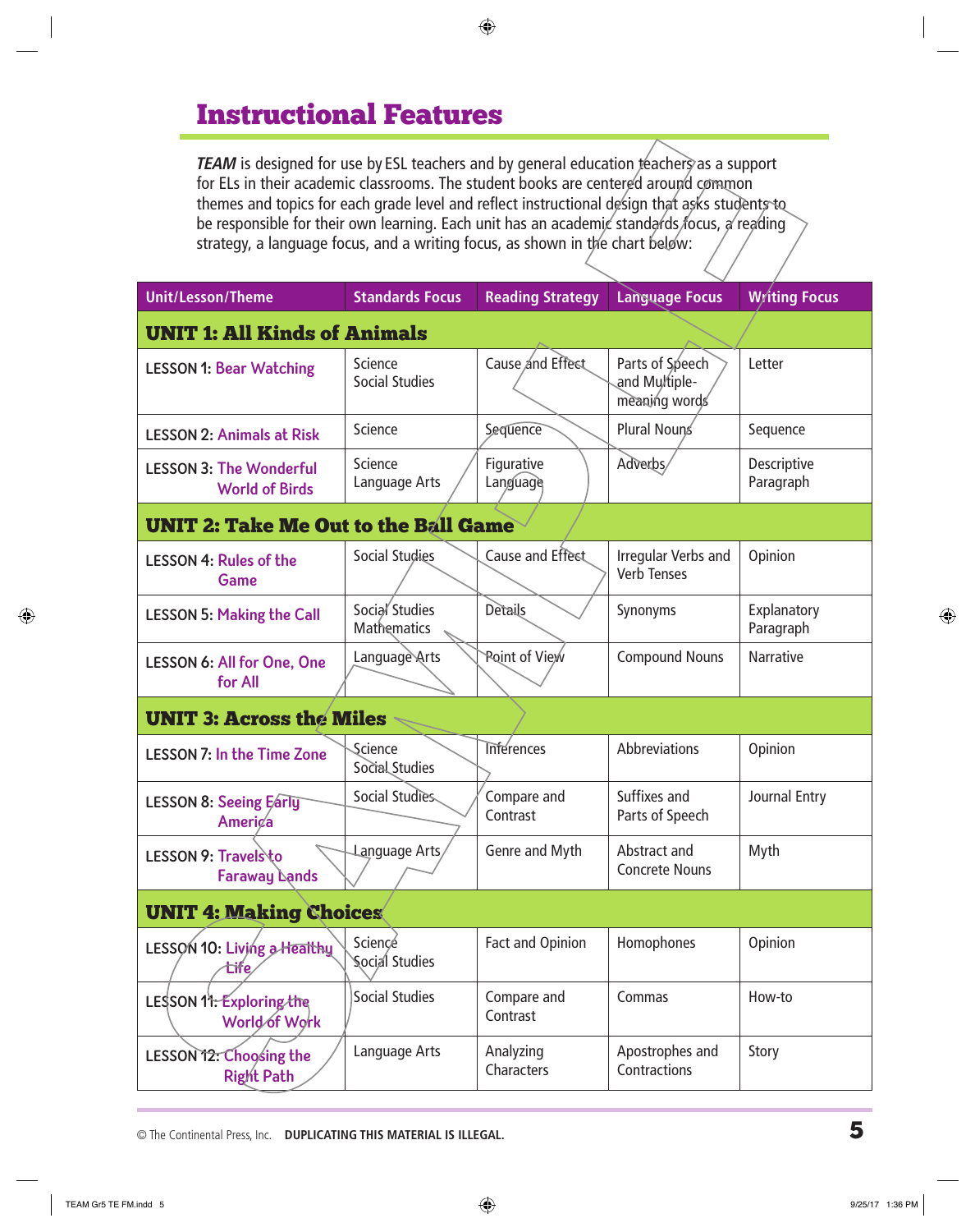# Instructional Features

*TEAM* is designed for use by ESL teachers and by general education teachers as a support for ELs in their academic classrooms. The student books are centered around common themes and topics for each grade level and reflect instructional design that asks students to be responsible for their own learning. Each unit has an academic standards focus, a reading strategy, a language focus, and a writing focus, as shown in the chart below:

| Unit/Lesson/Theme | Standards Focus | Reading Strategy | Language Focus | Writing Focus |
|---|---|---|---|---|
| **UNIT 1: All Kinds of Animals** | | | | |
| LESSON 1: Bear Watching | Science<br>Social Studies | Cause and Effect | Parts of Speech and Multiple-meaning words | Letter |
| LESSON 2: Animals at Risk | Science | Sequence | Plural Nouns | Sequence |
| LESSON 3: The Wonderful World of Birds | Science<br>Language Arts | Figurative Language | Adverbs | Descriptive Paragraph |
| **UNIT 2: Take Me Out to the Ball Game** | | | | |
| LESSON 4: Rules of the Game | Social Studies | Cause and Effect | Irregular Verbs and Verb Tenses | Opinion |
| LESSON 5: Making the Call | Social Studies<br>Mathematics | Details | Synonyms | Explanatory Paragraph |
| LESSON 6: All for One, One for All | Language Arts | Point of View | Compound Nouns | Narrative |
| **UNIT 3: Across the Miles** | | | | |
| LESSON 7: In the Time Zone | Science<br>Social Studies | Inferences | Abbreviations | Opinion |
| LESSON 8: Seeing Early America | Social Studies | Compare and Contrast | Suffixes and Parts of Speech | Journal Entry |
| LESSON 9: Travels to Faraway Lands | Language Arts | Genre and Myth | Abstract and Concrete Nouns | Myth |
| **UNIT 4: Making Choices** | | | | |
| LESSON 10: Living a Healthy Life | Science<br>Social Studies | Fact and Opinion | Homophones | Opinion |
| LESSON 11: Exploring the World of Work | Social Studies | Compare and Contrast | Commas | How-to |
| LESSON 12: Choosing the Right Path | Language Arts | Analyzing Characters | Apostrophes and Contractions | Story |

© The Continental Press, Inc. **DUPLICATING THIS MATERIAL IS ILLEGAL.**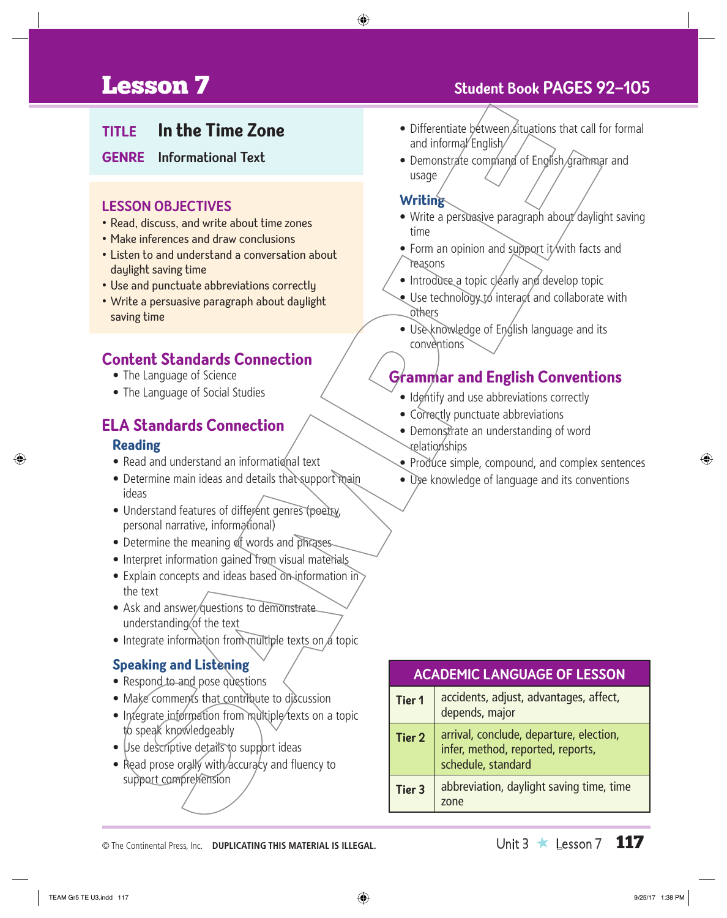# Lesson 7

## Student Book PAGES 92–105

**TITLE** In the Time Zone

**GENRE** Informational Text

### LESSON OBJECTIVES

- Read, discuss, and write about time zones
- Make inferences and draw conclusions
- Listen to and understand a conversation about daylight saving time
- Use and punctuate abbreviations correctly
- Write a persuasive paragraph about daylight saving time

### Content Standards Connection

- The Language of Science
- The Language of Social Studies

### ELA Standards Connection

#### Reading

- Read and understand an informational text
- Determine main ideas and details that support main ideas
- Understand features of different genres (poetry, personal narrative, informational)
- Determine the meaning of words and phrases
- Interpret information gained from visual materials
- Explain concepts and ideas based on information in the text
- Ask and answer questions to demonstrate understanding of the text
- Integrate information from multiple texts on a topic

#### Speaking and Listening

- Respond to and pose questions
- Make comments that contribute to discussion
- Integrate information from multiple texts on a topic to speak knowledgeably
- Use descriptive details to support ideas
- Read prose orally with accuracy and fluency to support comprehension
- Differentiate between situations that call for formal and informal English
- Demonstrate command of English grammar and usage

#### Writing

- Write a persuasive paragraph about daylight saving time
- Form an opinion and support it with facts and reasons
- Introduce a topic clearly and develop topic
- Use technology to interact and collaborate with others
- Use knowledge of English language and its conventions

### Grammar and English Conventions

- Identify and use abbreviations correctly
- Correctly punctuate abbreviations
- Demonstrate an understanding of word relationships
- Produce simple, compound, and complex sentences
- Use knowledge of language and its conventions

| ACADEMIC LANGUAGE OF LESSON | |
|---|---|
| **Tier 1** | accidents, adjust, advantages, affect, depends, major |
| **Tier 2** | arrival, conclude, departure, election, infer, method, reported, reports, schedule, standard |
| **Tier 3** | abbreviation, daylight saving time, time zone |

© The Continental Press, Inc. **DUPLICATING THIS MATERIAL IS ILLEGAL.**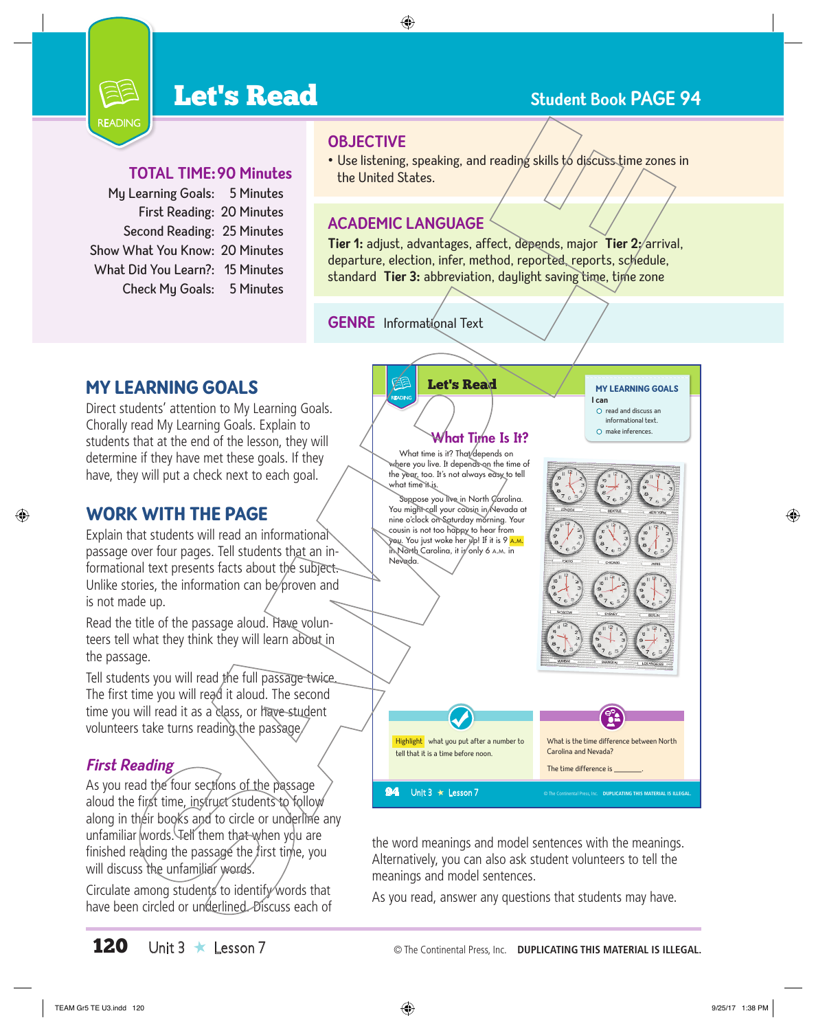# Let's Read

READING

Student Book PAGE 94

**TOTAL TIME: 90 Minutes**

My Learning Goals: 5 Minutes
First Reading: 20 Minutes
Second Reading: 25 Minutes
Show What You Know: 20 Minutes
What Did You Learn?: 15 Minutes
Check My Goals: 5 Minutes

## OBJECTIVE

- Use listening, speaking, and reading skills to discuss time zones in the United States.

## ACADEMIC LANGUAGE

**Tier 1:** adjust, advantages, affect, depends, major **Tier 2:** arrival, departure, election, infer, method, reported, reports, schedule, standard **Tier 3:** abbreviation, daylight saving time, time zone

## GENRE

Informational Text

## MY LEARNING GOALS

Direct students' attention to My Learning Goals. Chorally read My Learning Goals. Explain to students that at the end of the lesson, they will determine if they have met these goals. If they have, they will put a check next to each goal.

## WORK WITH THE PAGE

Explain that students will read an informational passage over four pages. Tell students that an informational text presents facts about the subject. Unlike stories, the information can be proven and is not made up.

Read the title of the passage aloud. Have volunteers tell what they think they will learn about in the passage.

Tell students you will read the full passage twice. The first time you will read it aloud. The second time you will read it as a class, or have student volunteers take turns reading the passage.

### *First Reading*

As you read the four sections of the passage aloud the first time, instruct students to follow along in their books and to circle or underline any unfamiliar words. Tell them that when you are finished reading the passage the first time, you will discuss the unfamiliar words.

Circulate among students to identify words that have been circled or underlined. Discuss each of the word meanings and model sentences with the meanings. Alternatively, you can also ask student volunteers to tell the meanings and model sentences.

As you read, answer any questions that students may have.

---

**Let's Read**

MY LEARNING GOALS
I can
- read and discuss an informational text.
- make inferences.

**What Time Is It?**

What time is it? That depends on where you live. It depends on the time of the year, too. It's not always easy to tell what time it is.

Suppose you live in North Carolina. You might call your cousin in Nevada at nine o'clock on Saturday morning. Your cousin is not too happy to hear from you. You just woke her up! If it is 9 A.M. in North Carolina, it is only 6 A.M. in Nevada.

Highlight what you put after a number to tell that it is a time before noon.

What is the time difference between North Carolina and Nevada?

The time difference is ________.

94 Unit 3 ★ Lesson 7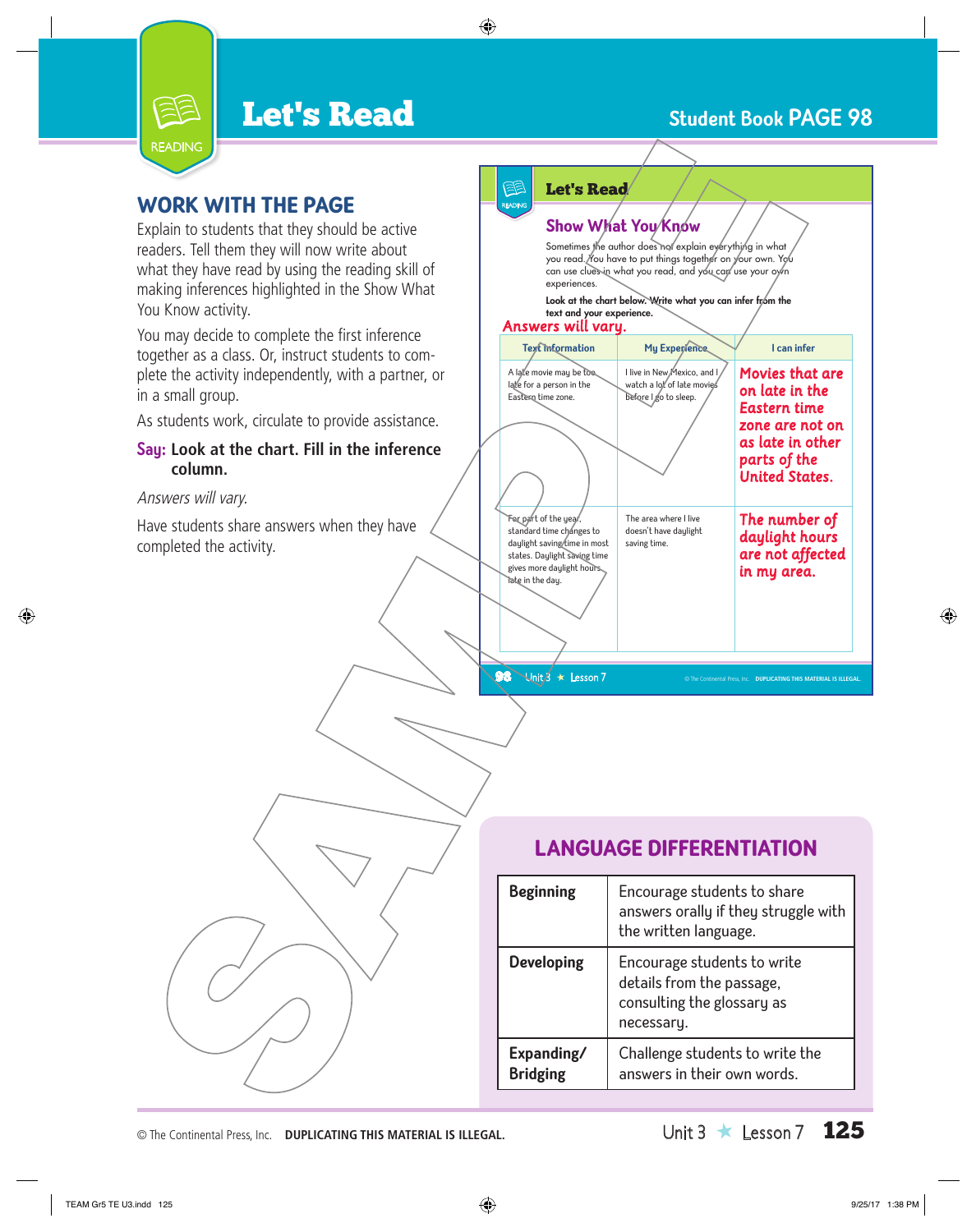# Let's Read

## Student Book PAGE 98

### WORK WITH THE PAGE

Explain to students that they should be active readers. Tell them they will now write about what they have read by using the reading skill of making inferences highlighted in the Show What You Know activity.

You may decide to complete the first inference together as a class. Or, instruct students to complete the activity independently, with a partner, or in a small group.

As students work, circulate to provide assistance.

**Say: Look at the chart. Fill in the inference column.**

*Answers will vary.*

Have students share answers when they have completed the activity.

---

## Let's Read

### Show What You Know

Sometimes the author does not explain everything in what you read. You have to put things together on your own. You can use clues in what you read, and you can use your own experiences.

**Look at the chart below. Write what you can infer from the text and your experience.**

Answers will vary.

| Text Information | My Experience | I can infer |
| --- | --- | --- |
| A late movie may be too late for a person in the Eastern time zone. | I live in New Mexico, and I watch a lot of late movies before I go to sleep. | Movies that are on late in the Eastern time zone are not on as late in other parts of the United States. |
| For part of the year, standard time changes to daylight saving time in most states. Daylight saving time gives more daylight hours late in the day. | The area where I live doesn't have daylight saving time. | The number of daylight hours are not affected in my area. |

---

### LANGUAGE DIFFERENTIATION

| | |
| --- | --- |
| **Beginning** | Encourage students to share answers orally if they struggle with the written language. |
| **Developing** | Encourage students to write details from the passage, consulting the glossary as necessary. |
| **Expanding/ Bridging** | Challenge students to write the answers in their own words. |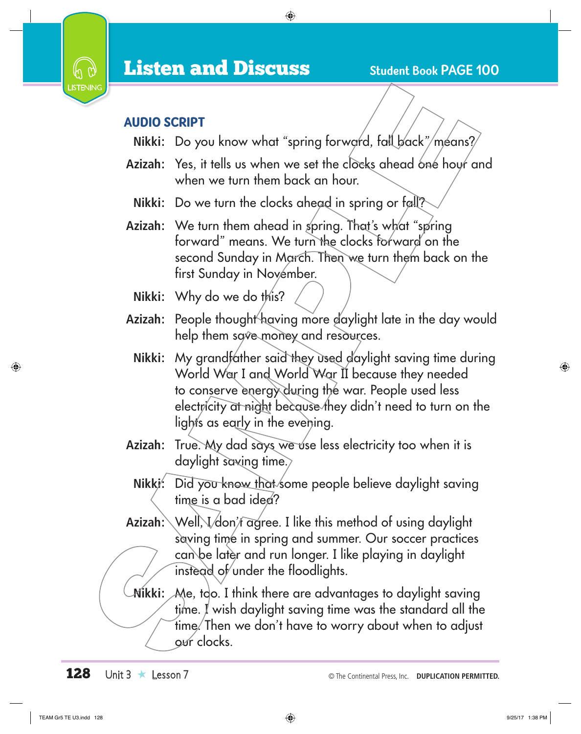# Listen and Discuss

Student Book PAGE 100

## AUDIO SCRIPT

**Nikki:** Do you know what "spring forward, fall back" means?

**Azizah:** Yes, it tells us when we set the clocks ahead one hour and when we turn them back an hour.

**Nikki:** Do we turn the clocks ahead in spring or fall?

**Azizah:** We turn them ahead in spring. That's what "spring forward" means. We turn the clocks forward on the second Sunday in March. Then we turn them back on the first Sunday in November.

**Nikki:** Why do we do this?

**Azizah:** People thought having more daylight late in the day would help them save money and resources.

**Nikki:** My grandfather said they used daylight saving time during World War I and World War II because they needed to conserve energy during the war. People used less electricity at night because they didn't need to turn on the lights as early in the evening.

**Azizah:** True. My dad says we use less electricity too when it is daylight saving time.

**Nikki:** Did you know that some people believe daylight saving time is a bad idea?

**Azizah:** Well, I don't agree. I like this method of using daylight saving time in spring and summer. Our soccer practices can be later and run longer. I like playing in daylight instead of under the floodlights.

**Nikki:** Me, too. I think there are advantages to daylight saving time. I wish daylight saving time was the standard all the time. Then we don't have to worry about when to adjust our clocks.